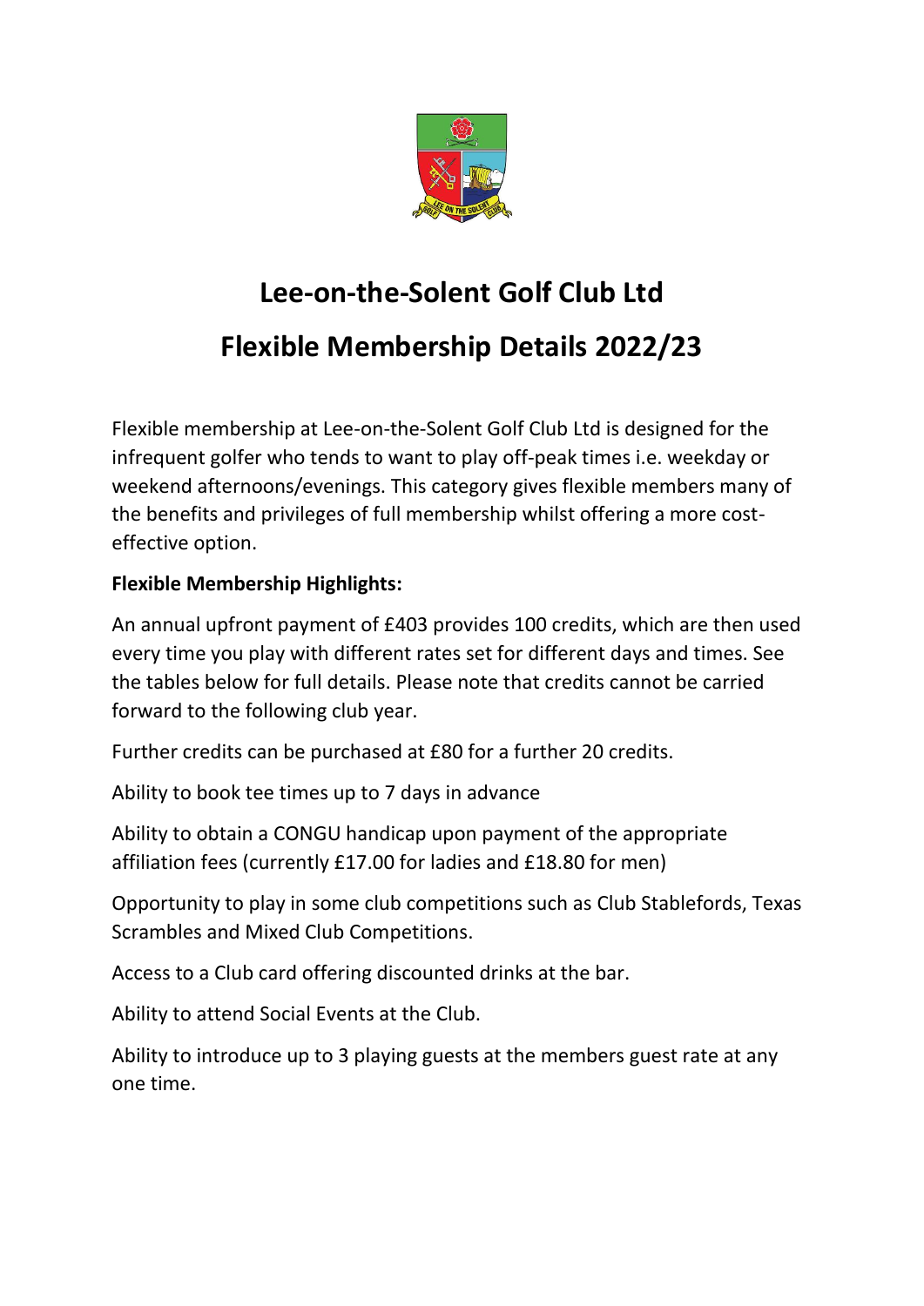# Lee-on-the-Solent Golf Club Ltd

# Flexible Membership Details 2022/23

Flexible membership at Lee-on-the-Solent Golf Club Ltd is designed for the infrequent golfer who tends to want to play off-peak times i.e. weekday or weekend afternoons/evenings. This category gives flexible members many of the benefits and privileges of full membership whilst offering a more cost-effective option.

**Flexible Membership Highlights:**

An annual upfront payment of £403 provides 100 credits, which are then used every time you play with different rates set for different days and times. See the tables below for full details. Please note that credits cannot be carried forward to the following club year.

Further credits can be purchased at £80 for a further 20 credits.

Ability to book tee times up to 7 days in advance

Ability to obtain a CONGU handicap upon payment of the appropriate affiliation fees (currently £17.00 for ladies and £18.80 for men)

Opportunity to play in some club competitions such as Club Stablefords, Texas Scrambles and Mixed Club Competitions.

Access to a Club card offering discounted drinks at the bar.

Ability to attend Social Events at the Club.

Ability to introduce up to 3 playing guests at the members guest rate at any one time.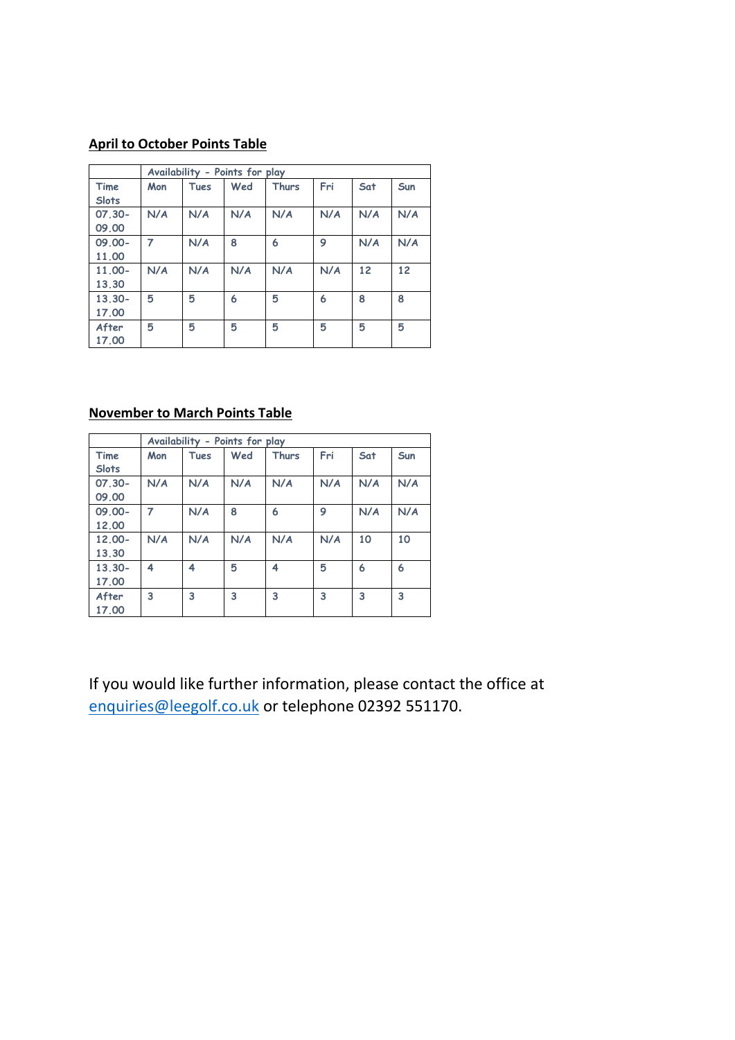**April to October Points Table**

| | Availability - Points for play | | | | | | |
|---|---|---|---|---|---|---|---|
| Time Slots | Mon | Tues | Wed | Thurs | Fri | Sat | Sun |
| 07.30-09.00 | N/A | N/A | N/A | N/A | N/A | N/A | N/A |
| 09.00-11.00 | 7 | N/A | 8 | 6 | 9 | N/A | N/A |
| 11.00-13.30 | N/A | N/A | N/A | N/A | N/A | 12 | 12 |
| 13.30-17.00 | 5 | 5 | 6 | 5 | 6 | 8 | 8 |
| After 17.00 | 5 | 5 | 5 | 5 | 5 | 5 | 5 |

**November to March Points Table**

| | Availability - Points for play | | | | | | |
|---|---|---|---|---|---|---|---|
| Time Slots | Mon | Tues | Wed | Thurs | Fri | Sat | Sun |
| 07.30-09.00 | N/A | N/A | N/A | N/A | N/A | N/A | N/A |
| 09.00-12.00 | 7 | N/A | 8 | 6 | 9 | N/A | N/A |
| 12.00-13.30 | N/A | N/A | N/A | N/A | N/A | 10 | 10 |
| 13.30-17.00 | 4 | 4 | 5 | 4 | 5 | 6 | 6 |
| After 17.00 | 3 | 3 | 3 | 3 | 3 | 3 | 3 |

If you would like further information, please contact the office at enquiries@leegolf.co.uk or telephone 02392 551170.